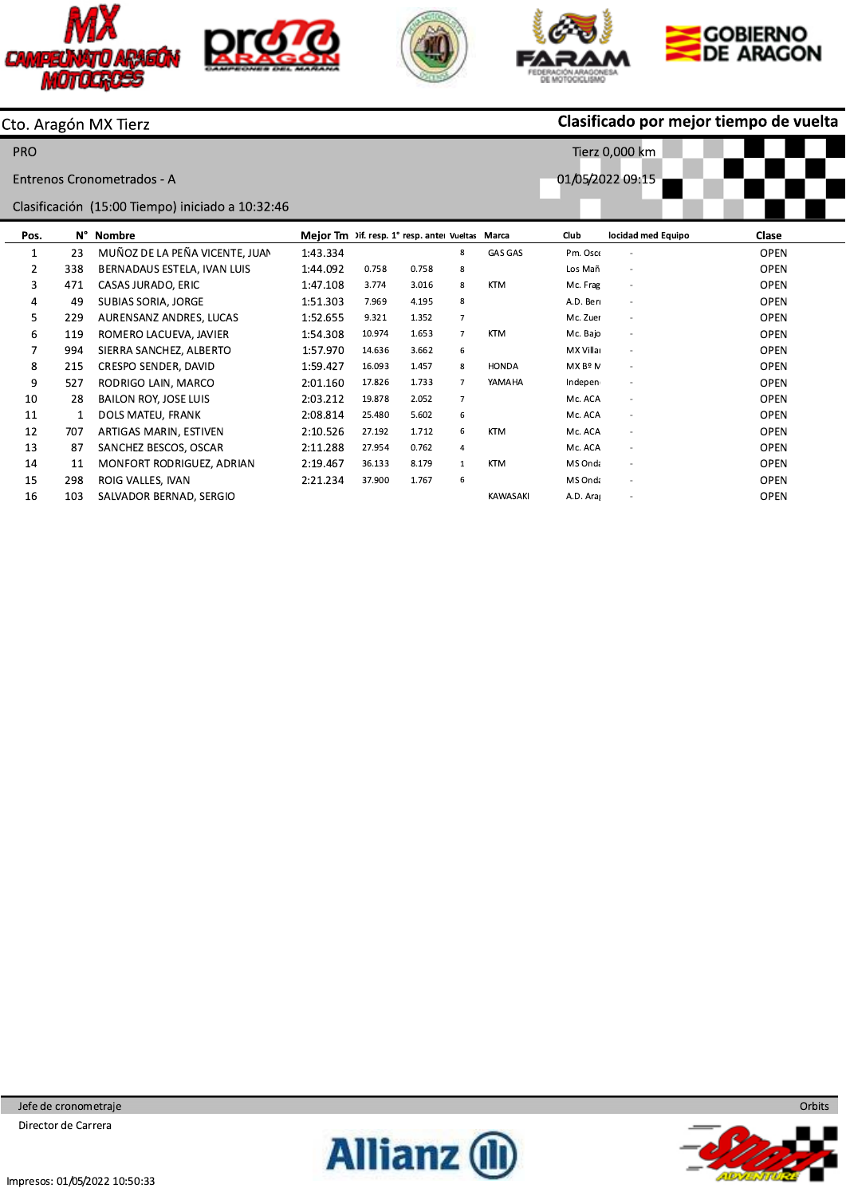Cto. Aragón MX Tierz

**Clasificado por mejor tiempo de vuelta**

PRO

Tierz 0,000 km

Entrenos Cronometrados - A

01/05/2022 09:15

Clasificación (15:00 Tiempo) iniciado a 10:32:46

| Pos. | N° | Nombre | Mejor Tm | Dif. resp. 1° | resp. anter | Vueltas | Marca | Club | locidad med | Equipo | Clase |
|---|---|---|---|---|---|---|---|---|---|---|---|
| 1 | 23 | MUÑOZ DE LA PEÑA VICENTE, JUAN | 1:43.334 | | | 8 | GAS GAS | Pm. Osc | - | | OPEN |
| 2 | 338 | BERNADAUS ESTELA, IVAN LUIS | 1:44.092 | 0.758 | 0.758 | 8 | | Los Mañ | - | | OPEN |
| 3 | 471 | CASAS JURADO, ERIC | 1:47.108 | 3.774 | 3.016 | 8 | KTM | Mc. Frag | - | | OPEN |
| 4 | 49 | SUBIAS SORIA, JORGE | 1:51.303 | 7.969 | 4.195 | 8 | | A.D. Ber | - | | OPEN |
| 5 | 229 | AURENSANZ ANDRES, LUCAS | 1:52.655 | 9.321 | 1.352 | 7 | | Mc. Zuer | - | | OPEN |
| 6 | 119 | ROMERO LACUEVA, JAVIER | 1:54.308 | 10.974 | 1.653 | 7 | KTM | Mc. Bajo | - | | OPEN |
| 7 | 994 | SIERRA SANCHEZ, ALBERTO | 1:57.970 | 14.636 | 3.662 | 6 | | MX Villa | - | | OPEN |
| 8 | 215 | CRESPO SENDER, DAVID | 1:59.427 | 16.093 | 1.457 | 8 | HONDA | MX Bº M | - | | OPEN |
| 9 | 527 | RODRIGO LAIN, MARCO | 2:01.160 | 17.826 | 1.733 | 7 | YAMAHA | Indepen | - | | OPEN |
| 10 | 28 | BAILON ROY, JOSE LUIS | 2:03.212 | 19.878 | 2.052 | 7 | | Mc. ACA | - | | OPEN |
| 11 | 1 | DOLS MATEU, FRANK | 2:08.814 | 25.480 | 5.602 | 6 | | Mc. ACA | - | | OPEN |
| 12 | 707 | ARTIGAS MARIN, ESTIVEN | 2:10.526 | 27.192 | 1.712 | 6 | KTM | Mc. ACA | - | | OPEN |
| 13 | 87 | SANCHEZ BESCOS, OSCAR | 2:11.288 | 27.954 | 0.762 | 4 | | Mc. ACA | - | | OPEN |
| 14 | 11 | MONFORT RODRIGUEZ, ADRIAN | 2:19.467 | 36.133 | 8.179 | 1 | KTM | MS Ond | - | | OPEN |
| 15 | 298 | ROIG VALLES, IVAN | 2:21.234 | 37.900 | 1.767 | 6 | | MS Ond | - | | OPEN |
| 16 | 103 | SALVADOR BERNAD, SERGIO | | | | | KAWASAKI | A.D. Ara | - | | OPEN |

Jefe de cronometraje

Orbits

Director de Carrera

Impresos: 01/05/2022 10:50:33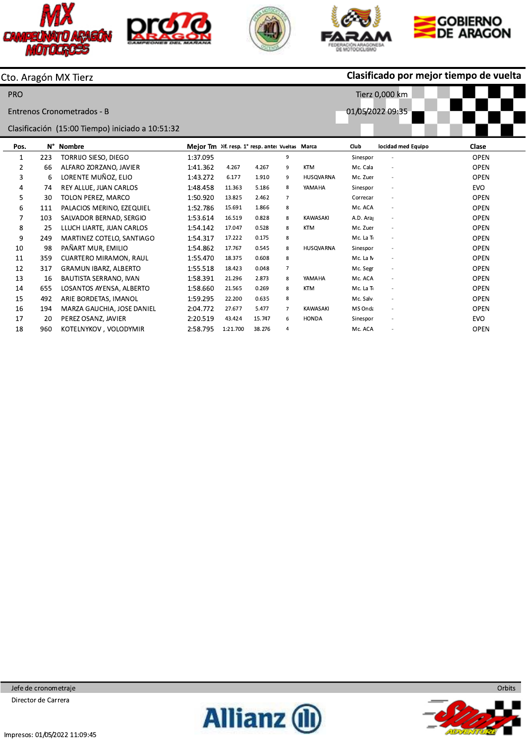Cto. Aragón MX Tierz

**Clasificado por mejor tiempo de vuelta**

PRO

Tierz 0,000 km

Entrenos Cronometrados - B

01/05/2022 09:35

Clasificación (15:00 Tiempo) iniciado a 10:51:32

| Pos. | N° | Nombre | Mejor Tm | Dif. resp. 1° | resp. anter | Vueltas | Marca | Club | locidad med | Equipo | Clase |
|---|---|---|---|---|---|---|---|---|---|---|---|
| 1 | 223 | TORRIJO SIESO, DIEGO | 1:37.095 | | | 9 | | Sinespor | - | | OPEN |
| 2 | 66 | ALFARO ZORZANO, JAVIER | 1:41.362 | 4.267 | 4.267 | 9 | KTM | Mc. Cala | - | | OPEN |
| 3 | 6 | LORENTE MUÑOZ, ELIO | 1:43.272 | 6.177 | 1.910 | 9 | HUSQVARNA | Mc. Zuer | - | | OPEN |
| 4 | 74 | REY ALLUE, JUAN CARLOS | 1:48.458 | 11.363 | 5.186 | 8 | YAMAHA | Sinespor | - | | EVO |
| 5 | 30 | TOLON PEREZ, MARCO | 1:50.920 | 13.825 | 2.462 | 7 | | Correcar | - | | OPEN |
| 6 | 111 | PALACIOS MERINO, EZEQUIEL | 1:52.786 | 15.691 | 1.866 | 8 | | Mc. ACA | - | | OPEN |
| 7 | 103 | SALVADOR BERNAD, SERGIO | 1:53.614 | 16.519 | 0.828 | 8 | KAWASAKI | A.D. Ara | - | | OPEN |
| 8 | 25 | LLUCH LIARTE, JUAN CARLOS | 1:54.142 | 17.047 | 0.528 | 8 | KTM | Mc. Zuer | - | | OPEN |
| 9 | 249 | MARTINEZ COTELO, SANTIAGO | 1:54.317 | 17.222 | 0.175 | 8 | | Mc. La T | - | | OPEN |
| 10 | 98 | PAÑART MUR, EMILIO | 1:54.862 | 17.767 | 0.545 | 8 | HUSQVARNA | Sinespor | - | | OPEN |
| 11 | 359 | CUARTERO MIRAMON, RAUL | 1:55.470 | 18.375 | 0.608 | 8 | | Mc. La M | - | | OPEN |
| 12 | 317 | GRAMUN IBARZ, ALBERTO | 1:55.518 | 18.423 | 0.048 | 7 | | Mc. Segr | - | | OPEN |
| 13 | 16 | BAUTISTA SERRANO, IVAN | 1:58.391 | 21.296 | 2.873 | 8 | YAMAHA | Mc. ACA | - | | OPEN |
| 14 | 655 | LOSANTOS AYENSA, ALBERTO | 1:58.660 | 21.565 | 0.269 | 8 | KTM | Mc. La T | - | | OPEN |
| 15 | 492 | ARIE BORDETAS, IMANOL | 1:59.295 | 22.200 | 0.635 | 8 | | Mc. Salv | - | | OPEN |
| 16 | 194 | MARZA GAUCHIA, JOSE DANIEL | 2:04.772 | 27.677 | 5.477 | 7 | KAWASAKI | MS Onda | - | | OPEN |
| 17 | 20 | PEREZ OSANZ, JAVIER | 2:20.519 | 43.424 | 15.747 | 6 | HONDA | Sinespor | - | | EVO |
| 18 | 960 | KOTELNYKOV , VOLODYMIR | 2:58.795 | 1:21.700 | 38.276 | 4 | | Mc. ACA | - | | OPEN |

Jefe de cronometraje

Orbits

Director de Carrera

Impresos: 01/05/2022 11:09:45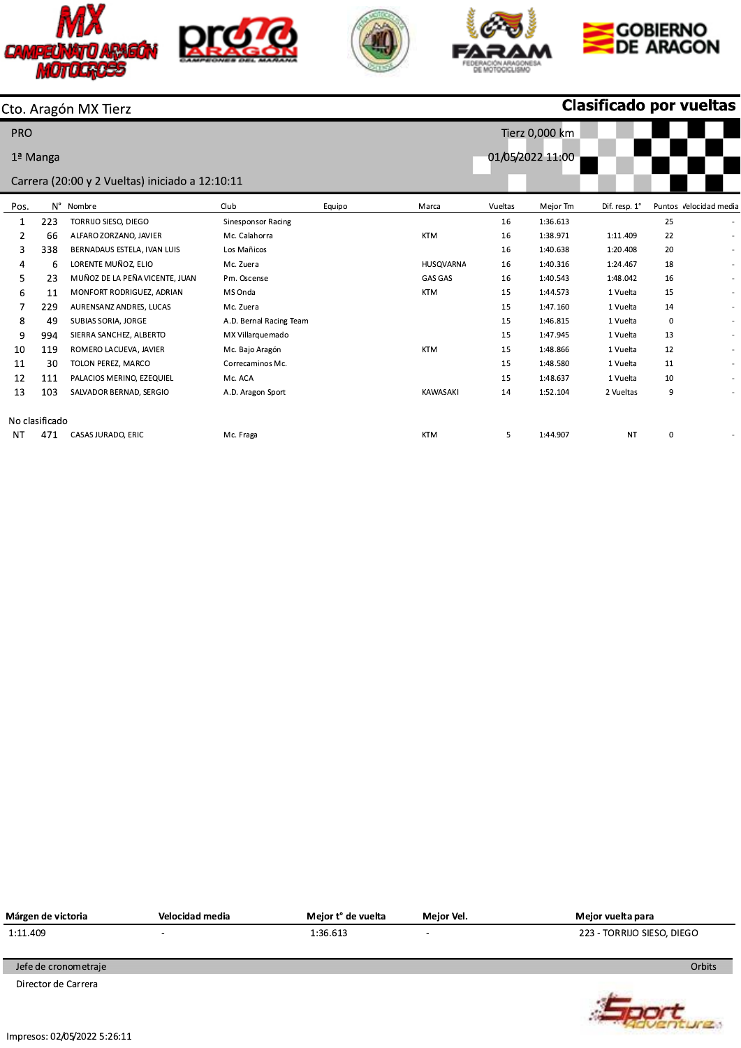Cto. Aragón MX Tierz

**Clasificado por vueltas**

PRO

Tierz 0,000 km

1ª Manga

01/05/2022 11:00

Carrera (20:00 y 2 Vueltas) iniciado a 12:10:11

| Pos. | N° | Nombre | Club | Equipo | Marca | Vueltas | Mejor Tm | Dif. resp. 1° | Puntos | Velocidad media |
|---|---|---|---|---|---|---|---|---|---|---|
| 1 | 223 | TORRIJO SIESO, DIEGO | Sinesponsor Racing | | | 16 | 1:36.613 | | 25 | - |
| 2 | 66 | ALFARO ZORZANO, JAVIER | Mc. Calahorra | | KTM | 16 | 1:38.971 | 1:11.409 | 22 | - |
| 3 | 338 | BERNADAUS ESTELA, IVAN LUIS | Los Mañicos | | | 16 | 1:40.638 | 1:20.408 | 20 | - |
| 4 | 6 | LORENTE MUÑOZ, ELIO | Mc. Zuera | | HUSQVARNA | 16 | 1:40.316 | 1:24.467 | 18 | - |
| 5 | 23 | MUÑOZ DE LA PEÑA VICENTE, JUAN | Pm. Oscense | | GAS GAS | 16 | 1:40.543 | 1:48.042 | 16 | - |
| 6 | 11 | MONFORT RODRIGUEZ, ADRIAN | MS Onda | | KTM | 15 | 1:44.573 | 1 Vuelta | 15 | - |
| 7 | 229 | AURENSANZ ANDRES, LUCAS | Mc. Zuera | | | 15 | 1:47.160 | 1 Vuelta | 14 | - |
| 8 | 49 | SUBIAS SORIA, JORGE | A.D. Bernal Racing Team | | | 15 | 1:46.815 | 1 Vuelta | 0 | - |
| 9 | 994 | SIERRA SANCHEZ, ALBERTO | MX Villarquemado | | | 15 | 1:47.945 | 1 Vuelta | 13 | - |
| 10 | 119 | ROMERO LACUEVA, JAVIER | Mc. Bajo Aragón | | KTM | 15 | 1:48.866 | 1 Vuelta | 12 | - |
| 11 | 30 | TOLON PEREZ, MARCO | Correcaminos Mc. | | | 15 | 1:48.580 | 1 Vuelta | 11 | - |
| 12 | 111 | PALACIOS MERINO, EZEQUIEL | Mc. ACA | | | 15 | 1:48.637 | 1 Vuelta | 10 | - |
| 13 | 103 | SALVADOR BERNAD, SERGIO | A.D. Aragon Sport | | KAWASAKI | 14 | 1:52.104 | 2 Vueltas | 9 | - |

No clasificado

| Pos. | N° | Nombre | Club | Equipo | Marca | Vueltas | Mejor Tm | Dif. resp. 1° | Puntos | Velocidad media |
|---|---|---|---|---|---|---|---|---|---|---|
| NT | 471 | CASAS JURADO, ERIC | Mc. Fraga | | KTM | 5 | 1:44.907 | NT | 0 | - |

| Márgen de victoria | Velocidad media | Mejor t° de vuelta | Mejor Vel. | Mejor vuelta para |
|---|---|---|---|---|
| 1:11.409 | - | 1:36.613 | - | 223 - TORRIJO SIESO, DIEGO |

Jefe de cronometraje — Orbits

Director de Carrera

Impresos: 02/05/2022 5:26:11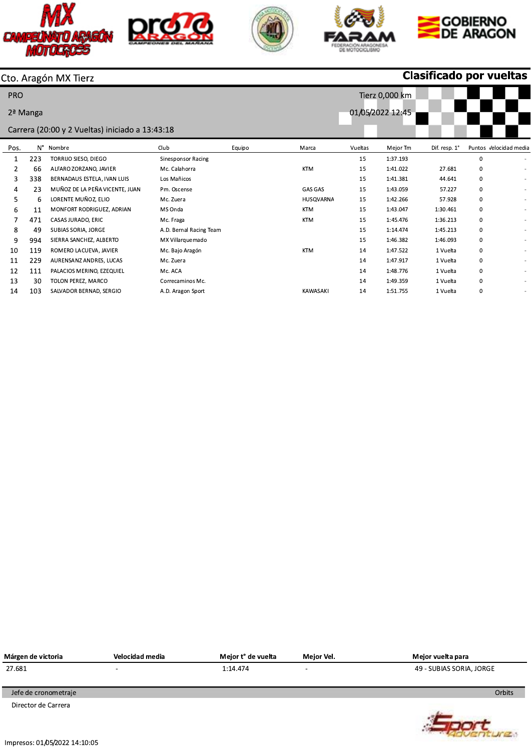Cto. Aragón MX Tierz

**Clasificado por vueltas**

PRO

2ª Manga

Carrera (20:00 y 2 Vueltas) iniciado a 13:43:18

Tierz 0,000 km

01/05/2022 12:45

| Pos. | Nº | Nombre | Club | Equipo | Marca | Vueltas | Mejor Tm | Dif. resp. 1º | Puntos | Velocidad media |
|---|---|---|---|---|---|---|---|---|---|---|
| 1 | 223 | TORRIJO SIESO, DIEGO | Sinesponsor Racing | | | 15 | 1:37.193 | | 0 | - |
| 2 | 66 | ALFARO ZORZANO, JAVIER | Mc. Calahorra | | KTM | 15 | 1:41.022 | 27.681 | 0 | - |
| 3 | 338 | BERNADAUS ESTELA, IVAN LUIS | Los Mañicos | | | 15 | 1:41.381 | 44.641 | 0 | - |
| 4 | 23 | MUÑOZ DE LA PEÑA VICENTE, JUAN | Pm. Oscense | | GAS GAS | 15 | 1:43.059 | 57.227 | 0 | - |
| 5 | 6 | LORENTE MUÑOZ, ELIO | Mc. Zuera | | HUSQVARNA | 15 | 1:42.266 | 57.928 | 0 | - |
| 6 | 11 | MONFORT RODRIGUEZ, ADRIAN | MS Onda | | KTM | 15 | 1:43.047 | 1:30.461 | 0 | - |
| 7 | 471 | CASAS JURADO, ERIC | Mc. Fraga | | KTM | 15 | 1:45.476 | 1:36.213 | 0 | - |
| 8 | 49 | SUBIAS SORIA, JORGE | A.D. Bernal Racing Team | | | 15 | 1:14.474 | 1:45.213 | 0 | - |
| 9 | 994 | SIERRA SANCHEZ, ALBERTO | MX Villarquemado | | | 15 | 1:46.382 | 1:46.093 | 0 | - |
| 10 | 119 | ROMERO LACUEVA, JAVIER | Mc. Bajo Aragón | | KTM | 14 | 1:47.522 | 1 Vuelta | 0 | - |
| 11 | 229 | AURENSANZ ANDRES, LUCAS | Mc. Zuera | | | 14 | 1:47.917 | 1 Vuelta | 0 | - |
| 12 | 111 | PALACIOS MERINO, EZEQUIEL | Mc. ACA | | | 14 | 1:48.776 | 1 Vuelta | 0 | - |
| 13 | 30 | TOLON PEREZ, MARCO | Correcaminos Mc. | | | 14 | 1:49.359 | 1 Vuelta | 0 | - |
| 14 | 103 | SALVADOR BERNAD, SERGIO | A.D. Aragon Sport | | KAWASAKI | 14 | 1:51.755 | 1 Vuelta | 0 | - |

| Márgen de victoria | Velocidad media | Mejor tº de vuelta | Mejor Vel. | Mejor vuelta para |
|---|---|---|---|---|
| 27.681 | - | 1:14.474 | - | 49 - SUBIAS SORIA, JORGE |

Jefe de cronometraje — Orbits

Director de Carrera

Impresos: 01/05/2022 14:10:05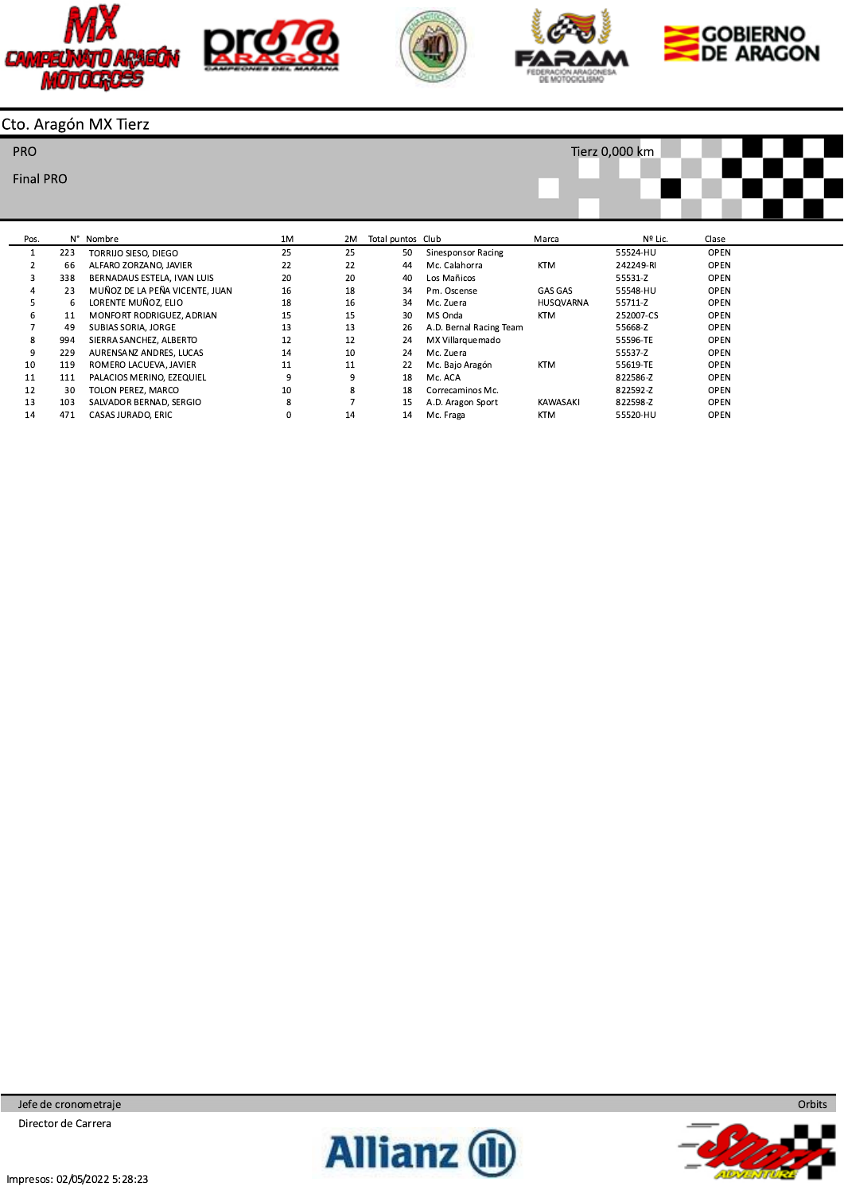# Cto. Aragón MX Tierz

PRO

Final PRO

Tierz 0,000 km

| Pos. | N° | Nombre | 1M | 2M | Total puntos | Club | Marca | Nº Lic. | Clase |
|---|---|---|---|---|---|---|---|---|---|
| 1 | 223 | TORRIJO SIESO, DIEGO | 25 | 25 | 50 | Sinesponsor Racing | | 55524-HU | OPEN |
| 2 | 66 | ALFARO ZORZANO, JAVIER | 22 | 22 | 44 | Mc. Calahorra | KTM | 242249-RI | OPEN |
| 3 | 338 | BERNADAUS ESTELA, IVAN LUIS | 20 | 20 | 40 | Los Mañicos | | 55531-Z | OPEN |
| 4 | 23 | MUÑOZ DE LA PEÑA VICENTE, JUAN | 16 | 18 | 34 | Pm. Oscense | GAS GAS | 55548-HU | OPEN |
| 5 | 6 | LORENTE MUÑOZ, ELIO | 18 | 16 | 34 | Mc. Zuera | HUSQVARNA | 55711-Z | OPEN |
| 6 | 11 | MONFORT RODRIGUEZ, ADRIAN | 15 | 15 | 30 | MS Onda | KTM | 252007-CS | OPEN |
| 7 | 49 | SUBIAS SORIA, JORGE | 13 | 13 | 26 | A.D. Bernal Racing Team | | 55668-Z | OPEN |
| 8 | 994 | SIERRA SANCHEZ, ALBERTO | 12 | 12 | 24 | MX Villarquemado | | 55596-TE | OPEN |
| 9 | 229 | AURENSANZ ANDRES, LUCAS | 14 | 10 | 24 | Mc. Zuera | | 55537-Z | OPEN |
| 10 | 119 | ROMERO LACUEVA, JAVIER | 11 | 11 | 22 | Mc. Bajo Aragón | KTM | 55619-TE | OPEN |
| 11 | 111 | PALACIOS MERINO, EZEQUIEL | 9 | 9 | 18 | Mc. ACA | | 822586-Z | OPEN |
| 12 | 30 | TOLON PEREZ, MARCO | 10 | 8 | 18 | Correcaminos Mc. | | 822592-Z | OPEN |
| 13 | 103 | SALVADOR BERNAD, SERGIO | 8 | 7 | 15 | A.D. Aragon Sport | KAWASAKI | 822598-Z | OPEN |
| 14 | 471 | CASAS JURADO, ERIC | 0 | 14 | 14 | Mc. Fraga | KTM | 55520-HU | OPEN |

Jefe de cronometraje

Director de Carrera

Orbits

Impresos: 02/05/2022 5:28:23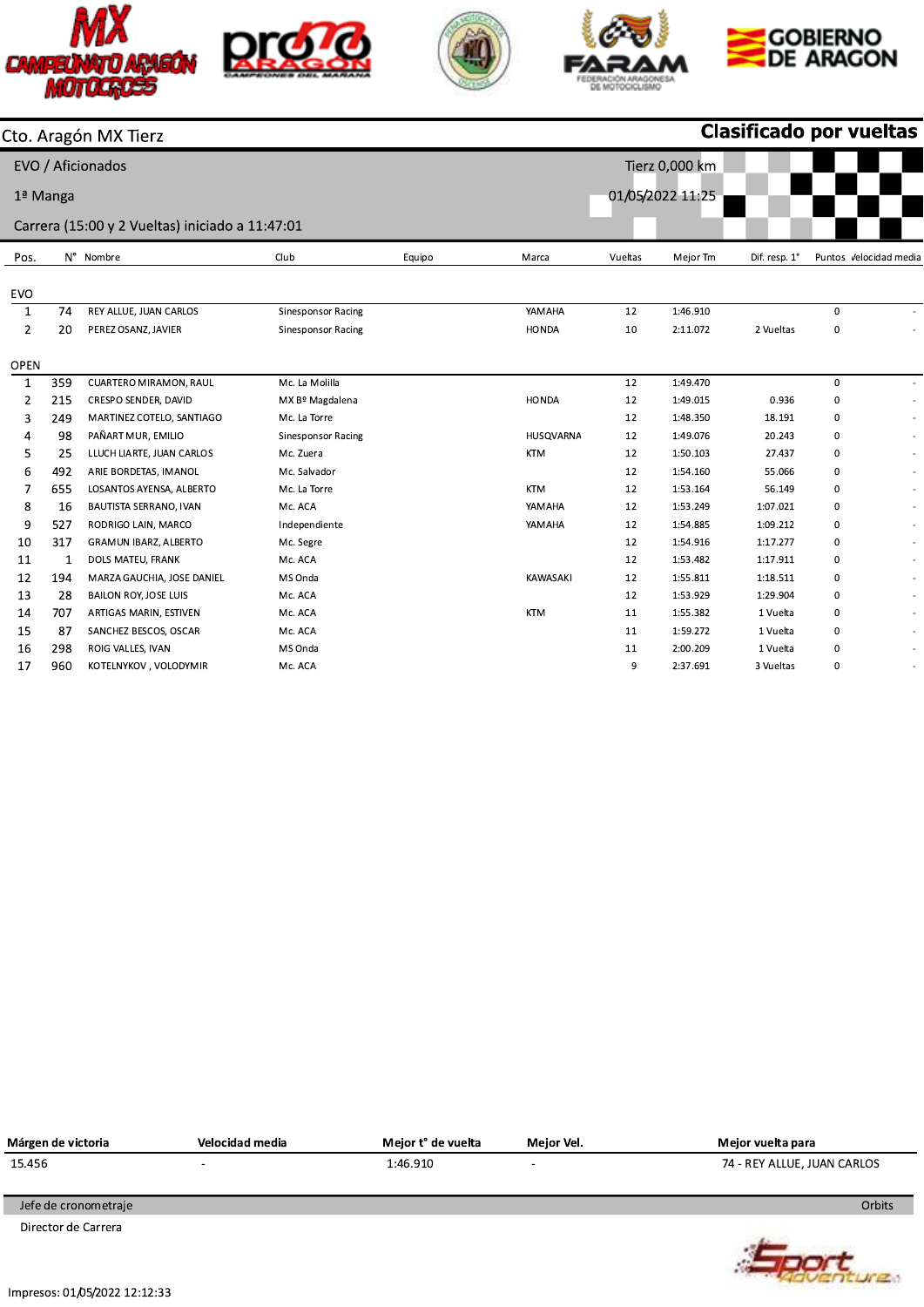Cto. Aragón MX Tierz

**Clasificado por vueltas**

EVO / Aficionados

1ª Manga

Carrera (15:00 y 2 Vueltas) iniciado a 11:47:01

Tierz 0,000 km

01/05/2022 11:25

| Pos. | N° | Nombre | Club | Equipo | Marca | Vueltas | Mejor Tm | Dif. resp. 1° | Puntos | Velocidad media |
|---|---|---|---|---|---|---|---|---|---|---|
| **EVO** | | | | | | | | | | |
| 1 | 74 | REY ALLUE, JUAN CARLOS | Sinesponsor Racing | | YAMAHA | 12 | 1:46.910 | | 0 | - |
| 2 | 20 | PEREZ OSANZ, JAVIER | Sinesponsor Racing | | HONDA | 10 | 2:11.072 | 2 Vueltas | 0 | - |
| **OPEN** | | | | | | | | | | |
| 1 | 359 | CUARTERO MIRAMON, RAUL | Mc. La Molilla | | | 12 | 1:49.470 | | 0 | - |
| 2 | 215 | CRESPO SENDER, DAVID | MX Bº Magdalena | | HONDA | 12 | 1:49.015 | 0.936 | 0 | - |
| 3 | 249 | MARTINEZ COTELO, SANTIAGO | Mc. La Torre | | | 12 | 1:48.350 | 18.191 | 0 | - |
| 4 | 98 | PAÑART MUR, EMILIO | Sinesponsor Racing | | HUSQVARNA | 12 | 1:49.076 | 20.243 | 0 | - |
| 5 | 25 | LLUCH LIARTE, JUAN CARLOS | Mc. Zuera | | KTM | 12 | 1:50.103 | 27.437 | 0 | - |
| 6 | 492 | ARIE BORDETAS, IMANOL | Mc. Salvador | | | 12 | 1:54.160 | 55.066 | 0 | - |
| 7 | 655 | LOSANTOS AYENSA, ALBERTO | Mc. La Torre | | KTM | 12 | 1:53.164 | 56.149 | 0 | - |
| 8 | 16 | BAUTISTA SERRANO, IVAN | Mc. ACA | | YAMAHA | 12 | 1:53.249 | 1:07.021 | 0 | - |
| 9 | 527 | RODRIGO LAIN, MARCO | Independiente | | YAMAHA | 12 | 1:54.885 | 1:09.212 | 0 | - |
| 10 | 317 | GRAMUN IBARZ, ALBERTO | Mc. Segre | | | 12 | 1:54.916 | 1:17.277 | 0 | - |
| 11 | 1 | DOLS MATEU, FRANK | Mc. ACA | | | 12 | 1:53.482 | 1:17.911 | 0 | - |
| 12 | 194 | MARZA GAUCHIA, JOSE DANIEL | MS Onda | | KAWASAKI | 12 | 1:55.811 | 1:18.511 | 0 | - |
| 13 | 28 | BAILON ROY, JOSE LUIS | Mc. ACA | | | 12 | 1:53.929 | 1:29.904 | 0 | - |
| 14 | 707 | ARTIGAS MARIN, ESTIVEN | Mc. ACA | | KTM | 11 | 1:55.382 | 1 Vuelta | 0 | - |
| 15 | 87 | SANCHEZ BESCOS, OSCAR | Mc. ACA | | | 11 | 1:59.272 | 1 Vuelta | 0 | - |
| 16 | 298 | ROIG VALLES, IVAN | MS Onda | | | 11 | 2:00.209 | 1 Vuelta | 0 | - |
| 17 | 960 | KOTELNYKOV , VOLODYMIR | Mc. ACA | | | 9 | 2:37.691 | 3 Vueltas | 0 | - |

| Márgen de victoria | Velocidad media | Mejor t° de vuelta | Mejor Vel. | Mejor vuelta para |
|---|---|---|---|---|
| 15.456 | - | 1:46.910 | - | 74 - REY ALLUE, JUAN CARLOS |

Jefe de cronometraje — Orbits

Director de Carrera

Impresos: 01/05/2022 12:12:33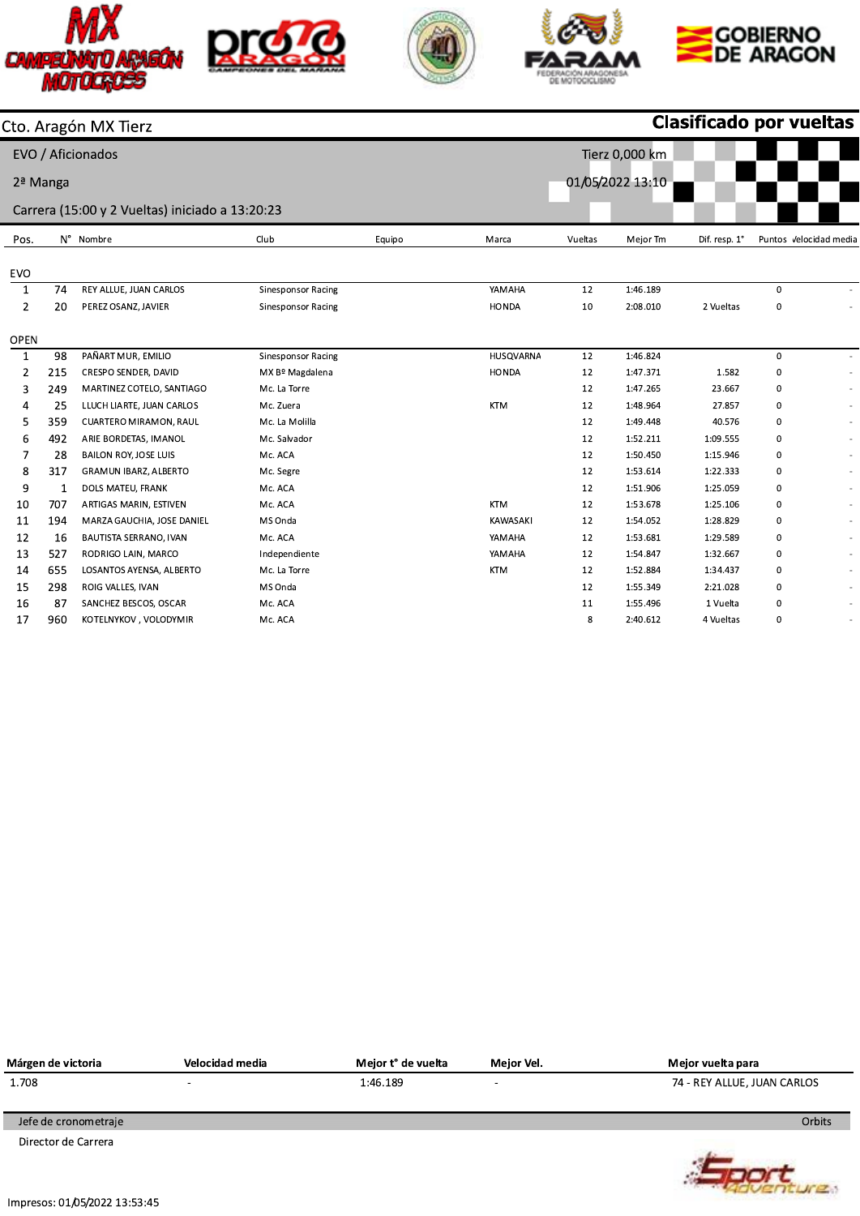MX CAMPEONATO ARAGÓN MOTOCROSS · promo ARAGÓN · FARAM · GOBIERNO DE ARAGON

Cto. Aragón MX Tierz **Clasificado por vueltas**

EVO / Aficionados
Tierz 0,000 km

2ª Manga
01/05/2022 13:10

Carrera (15:00 y 2 Vueltas) iniciado a 13:20:23

| Pos. | Nº | Nombre | Club | Equipo | Marca | Vueltas | Mejor Tm | Dif. resp. 1° | Puntos | Velocidad media |
|---|---|---|---|---|---|---|---|---|---|---|
| **EVO** | | | | | | | | | | |
| 1 | 74 | REY ALLUE, JUAN CARLOS | Sinespónsor Racing | | YAMAHA | 12 | 1:46.189 | | 0 | - |
| 2 | 20 | PEREZ OSANZ, JAVIER | Sinespónsor Racing | | HONDA | 10 | 2:08.010 | 2 Vueltas | 0 | - |
| **OPEN** | | | | | | | | | | |
| 1 | 98 | PAÑART MUR, EMILIO | Sinespónsor Racing | | HUSQVARNA | 12 | 1:46.824 | | 0 | - |
| 2 | 215 | CRESPO SENDER, DAVID | MX Bº Magdalena | | HONDA | 12 | 1:47.371 | 1.582 | 0 | - |
| 3 | 249 | MARTINEZ COTELO, SANTIAGO | Mc. La Torre | | | 12 | 1:47.265 | 23.667 | 0 | - |
| 4 | 25 | LLUCH LIARTE, JUAN CARLOS | Mc. Zuera | | KTM | 12 | 1:48.964 | 27.857 | 0 | - |
| 5 | 359 | CUARTERO MIRAMON, RAUL | Mc. La Molilla | | | 12 | 1:49.448 | 40.576 | 0 | - |
| 6 | 492 | ARIE BORDETAS, IMANOL | Mc. Salvador | | | 12 | 1:52.211 | 1:09.555 | 0 | - |
| 7 | 28 | BAILON ROY, JOSE LUIS | Mc. ACA | | | 12 | 1:50.450 | 1:15.946 | 0 | - |
| 8 | 317 | GRAMUN IBARZ, ALBERTO | Mc. Segre | | | 12 | 1:53.614 | 1:22.333 | 0 | - |
| 9 | 1 | DOLS MATEU, FRANK | Mc. ACA | | | 12 | 1:51.906 | 1:25.059 | 0 | - |
| 10 | 707 | ARTIGAS MARIN, ESTIVEN | Mc. ACA | | KTM | 12 | 1:53.678 | 1:25.106 | 0 | - |
| 11 | 194 | MARZA GAUCHIA, JOSE DANIEL | MS Onda | | KAWASAKI | 12 | 1:54.052 | 1:28.829 | 0 | - |
| 12 | 16 | BAUTISTA SERRANO, IVAN | Mc. ACA | | YAMAHA | 12 | 1:53.681 | 1:29.589 | 0 | - |
| 13 | 527 | RODRIGO LAIN, MARCO | Independiente | | YAMAHA | 12 | 1:54.847 | 1:32.667 | 0 | - |
| 14 | 655 | LOSANTOS AYENSA, ALBERTO | Mc. La Torre | | KTM | 12 | 1:52.884 | 1:34.437 | 0 | - |
| 15 | 298 | ROIG VALLES, IVAN | MS Onda | | | 12 | 1:55.349 | 2:21.028 | 0 | - |
| 16 | 87 | SANCHEZ BESCOS, OSCAR | Mc. ACA | | | 11 | 1:55.496 | 1 Vuelta | 0 | - |
| 17 | 960 | KOTELNYKOV , VOLODYMIR | Mc. ACA | | | 8 | 2:40.612 | 4 Vueltas | 0 | - |

| Márgen de victoria | Velocidad media | Mejor t° de vuelta | Mejor Vel. | Mejor vuelta para |
|---|---|---|---|---|
| 1.708 | - | 1:46.189 | - | 74 - REY ALLUE, JUAN CARLOS |

Jefe de cronometraje — Orbits

Director de Carrera

Impresos: 01/05/2022 13:53:45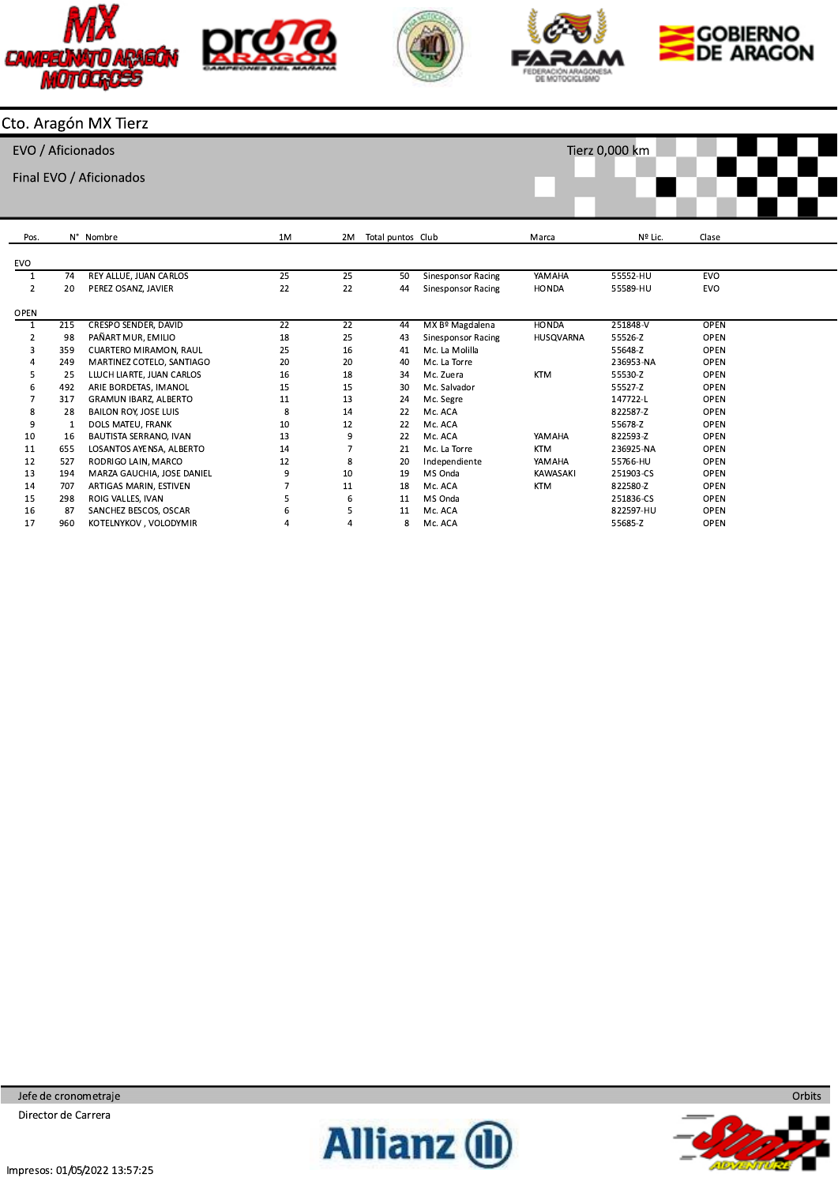# Cto. Aragón MX Tierz

## EVO / Aficionados

### Final EVO / Aficionados

Tierz 0,000 km

| Pos. | N° | Nombre | 1M | 2M | Total puntos | Club | Marca | Nº Lic. | Clase |
|---|---|---|---|---|---|---|---|---|---|
| **EVO** | | | | | | | | | |
| 1 | 74 | REY ALLUE, JUAN CARLOS | 25 | 25 | 50 | Sinesponsor Racing | YAMAHA | 55552-HU | EVO |
| 2 | 20 | PEREZ OSANZ, JAVIER | 22 | 22 | 44 | Sinesponsor Racing | HONDA | 55589-HU | EVO |
| **OPEN** | | | | | | | | | |
| 1 | 215 | CRESPO SENDER, DAVID | 22 | 22 | 44 | MX Bº Magdalena | HONDA | 251848-V | OPEN |
| 2 | 98 | PAÑART MUR, EMILIO | 18 | 25 | 43 | Sinesponsor Racing | HUSQVARNA | 55526-Z | OPEN |
| 3 | 359 | CUARTERO MIRAMON, RAUL | 25 | 16 | 41 | Mc. La Molilla | | 55648-Z | OPEN |
| 4 | 249 | MARTINEZ COTELO, SANTIAGO | 20 | 20 | 40 | Mc. La Torre | | 236953-NA | OPEN |
| 5 | 25 | LLUCH LLARTE, JUAN CARLOS | 16 | 18 | 34 | Mc. Zuera | KTM | 55530-Z | OPEN |
| 6 | 492 | ARIE BORDETAS, IMANOL | 15 | 15 | 30 | Mc. Salvador | | 55527-Z | OPEN |
| 7 | 317 | GRAMUN IBARZ, ALBERTO | 11 | 13 | 24 | Mc. Segre | | 147722-L | OPEN |
| 8 | 28 | BAILON ROY, JOSE LUIS | 8 | 14 | 22 | Mc. ACA | | 822587-Z | OPEN |
| 9 | 1 | DOLS MATEU, FRANK | 10 | 12 | 22 | Mc. ACA | | 55678-Z | OPEN |
| 10 | 16 | BAUTISTA SERRANO, IVAN | 13 | 9 | 22 | Mc. ACA | YAMAHA | 822593-Z | OPEN |
| 11 | 655 | LOSANTOS AYENSA, ALBERTO | 14 | 7 | 21 | Mc. La Torre | KTM | 236925-NA | OPEN |
| 12 | 527 | RODRIGO LAIN, MARCO | 12 | 8 | 20 | Independiente | YAMAHA | 55766-HU | OPEN |
| 13 | 194 | MARZA GAUCHIA, JOSE DANIEL | 9 | 10 | 19 | MS Onda | KAWASAKI | 251903-CS | OPEN |
| 14 | 707 | ARTIGAS MARIN, ESTIVEN | 7 | 11 | 18 | Mc. ACA | KTM | 822580-Z | OPEN |
| 15 | 298 | ROIG VALLES, IVAN | 5 | 6 | 11 | MS Onda | | 251836-CS | OPEN |
| 16 | 87 | SANCHEZ BESCOS, OSCAR | 6 | 5 | 11 | Mc. ACA | | 822597-HU | OPEN |
| 17 | 960 | KOTELNYKOV , VOLODYMIR | 4 | 4 | 8 | Mc. ACA | | 55685-Z | OPEN |

Jefe de cronometraje — Orbits

Director de Carrera

Impresos: 01/05/2022 13:57:25